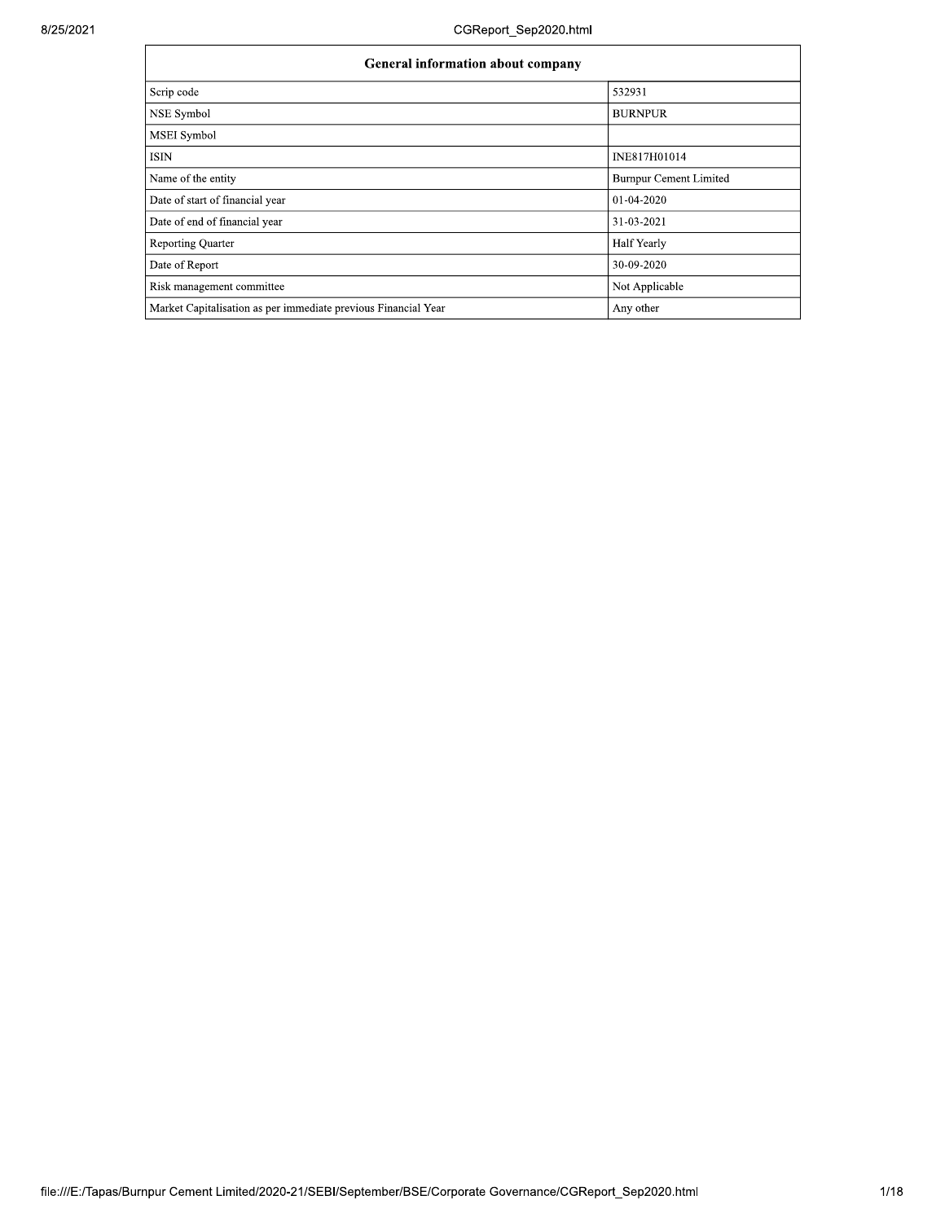| General information about company | |
|---|---|
| Scrip code | 532931 |
| NSE Symbol | BURNPUR |
| MSEI Symbol | |
| ISIN | INE817H01014 |
| Name of the entity | Burnpur Cement Limited |
| Date of start of financial year | 01-04-2020 |
| Date of end of financial year | 31-03-2021 |
| Reporting Quarter | Half Yearly |
| Date of Report | 30-09-2020 |
| Risk management committee | Not Applicable |
| Market Capitalisation as per immediate previous Financial Year | Any other |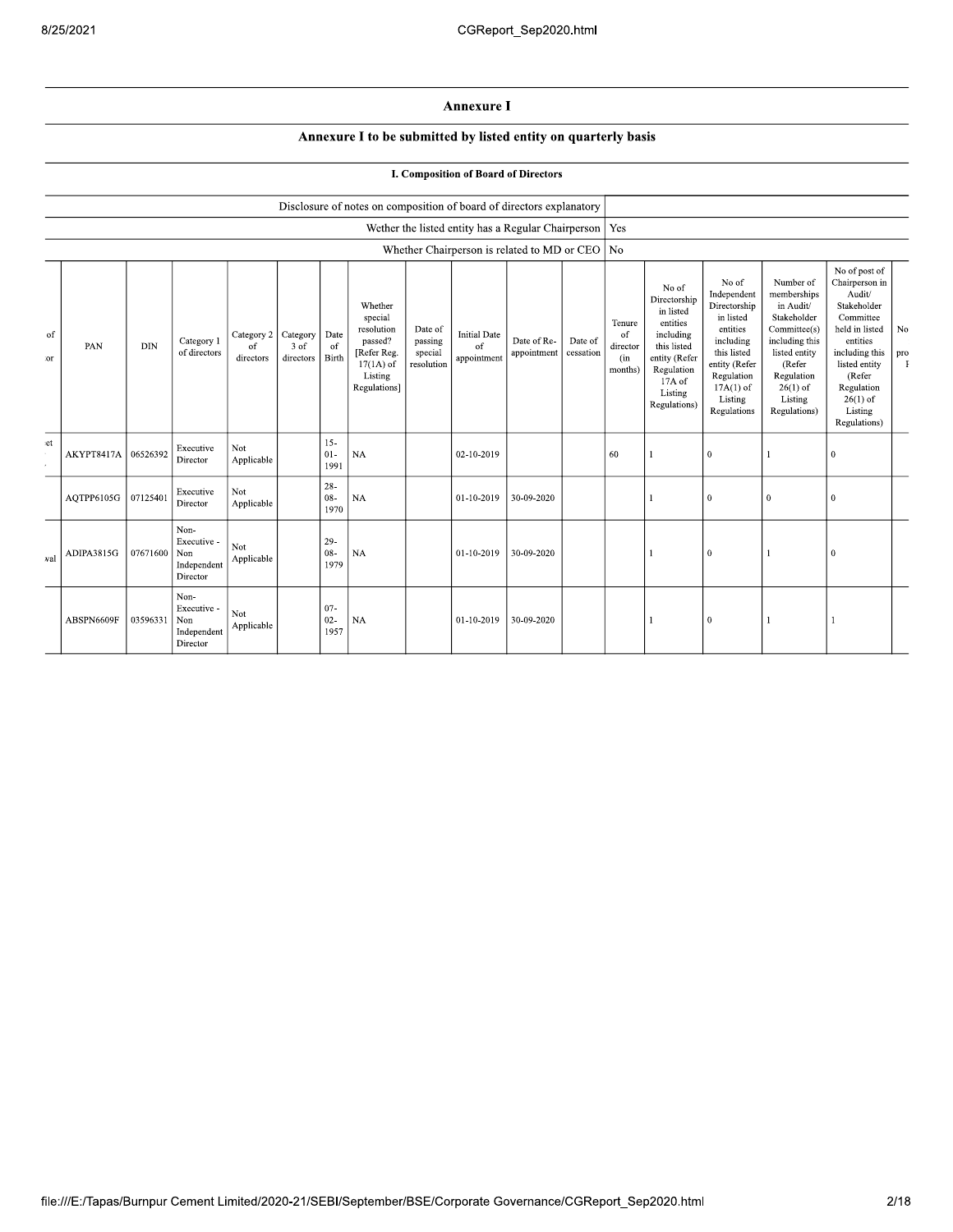## Annexure I

### Annexure I to be submitted by listed entity on quarterly basis

#### I. Composition of Board of Directors

| | |
|---|---|
| Disclosure of notes on composition of board of directors explanatory | |
| Wether the listed entity has a Regular Chairperson | Yes |
| Whether Chairperson is related to MD or CEO | No |

| of or | PAN | DIN | Category 1 of directors | Category 2 of directors | Category 3 of directors | Date of Birth | Whether special resolution passed? [Refer Reg. 17(1A) of Listing Regulations] | Date of passing special resolution | Initial Date of appointment | Date of Re-appointment | Date of cessation | Tenure of director (in months) | No of Directorship in listed entities including this listed entity (Refer Regulation 17A of Listing Regulations) | No of Independent Directorship in listed entities including this listed entity (Refer Regulation 17A(1) of Listing Regulations | Number of memberships in Audit/ Stakeholder Committee(s) including this listed entity (Refer Regulation 26(1) of Listing Regulations) | No of post of Chairperson in Audit/ Stakeholder Committee held in listed entities including this listed entity (Refer Regulation 26(1) of Listing Regulations) | No pro I |
|---|---|---|---|---|---|---|---|---|---|---|---|---|---|---|---|---|---|
| et | AKYPT8417A | 06526392 | Executive Director | Not Applicable | | 15-01-1991 | NA | | 02-10-2019 | | | 60 | 1 | 0 | 1 | 0 | |
| | AQTPP6105G | 07125401 | Executive Director | Not Applicable | | 28-08-1970 | NA | | 01-10-2019 | 30-09-2020 | | | 1 | 0 | 0 | 0 | |
| val | ADIPA3815G | 07671600 | Non-Executive - Non Independent Director | Not Applicable | | 29-08-1979 | NA | | 01-10-2019 | 30-09-2020 | | | 1 | 0 | 1 | 0 | |
| | ABSPN6609F | 03596331 | Non-Executive - Non Independent Director | Not Applicable | | 07-02-1957 | NA | | 01-10-2019 | 30-09-2020 | | | 1 | 0 | 1 | 1 | |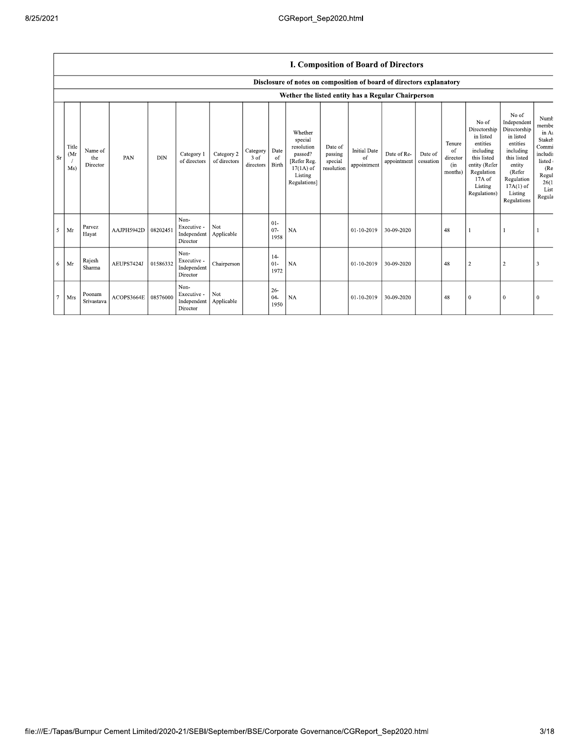## I. Composition of Board of Directors

### Disclosure of notes on composition of board of directors explanatory

### Wether the listed entity has a Regular Chairperson

| Sr | Title (Mr / Ms) | Name of the Director | PAN | DIN | Category 1 of directors | Category 2 of directors | Category 3 of directors | Date of Birth | Whether special resolution passed? [Refer Reg. 17(1A) of Listing Regulations] | Date of passing special resolution | Initial Date of appointment | Date of Re-appointment | Date of cessation | Tenure of director (in months) | No of Directorship in listed entities including this listed entity (Refer Regulation 17A of Listing Regulations) | No of Independent Directorship in listed entities including this listed entity (Refer Regulation 17A(1) of Listing Regulations | Numb membe in A Stakeh Commi includi listed (Re Regul 26(1 List Regula |
|---|---|---|---|---|---|---|---|---|---|---|---|---|---|---|---|---|---|
| 5 | Mr | Parvez Hayat | AAJPH5942D | 08202451 | Non-Executive - Independent Director | Not Applicable | | 01-07-1958 | NA | | 01-10-2019 | 30-09-2020 | | 48 | 1 | 1 | 1 |
| 6 | Mr | Rajesh Sharma | AEUPS7424J | 01586332 | Non-Executive - Independent Director | Chairperson | | 14-01-1972 | NA | | 01-10-2019 | 30-09-2020 | | 48 | 2 | 2 | 3 |
| 7 | Mrs | Poonam Srivastava | ACOPS3664E | 08576000 | Non-Executive - Independent Director | Not Applicable | | 26-04-1950 | NA | | 01-10-2019 | 30-09-2020 | | 48 | 0 | 0 | 0 |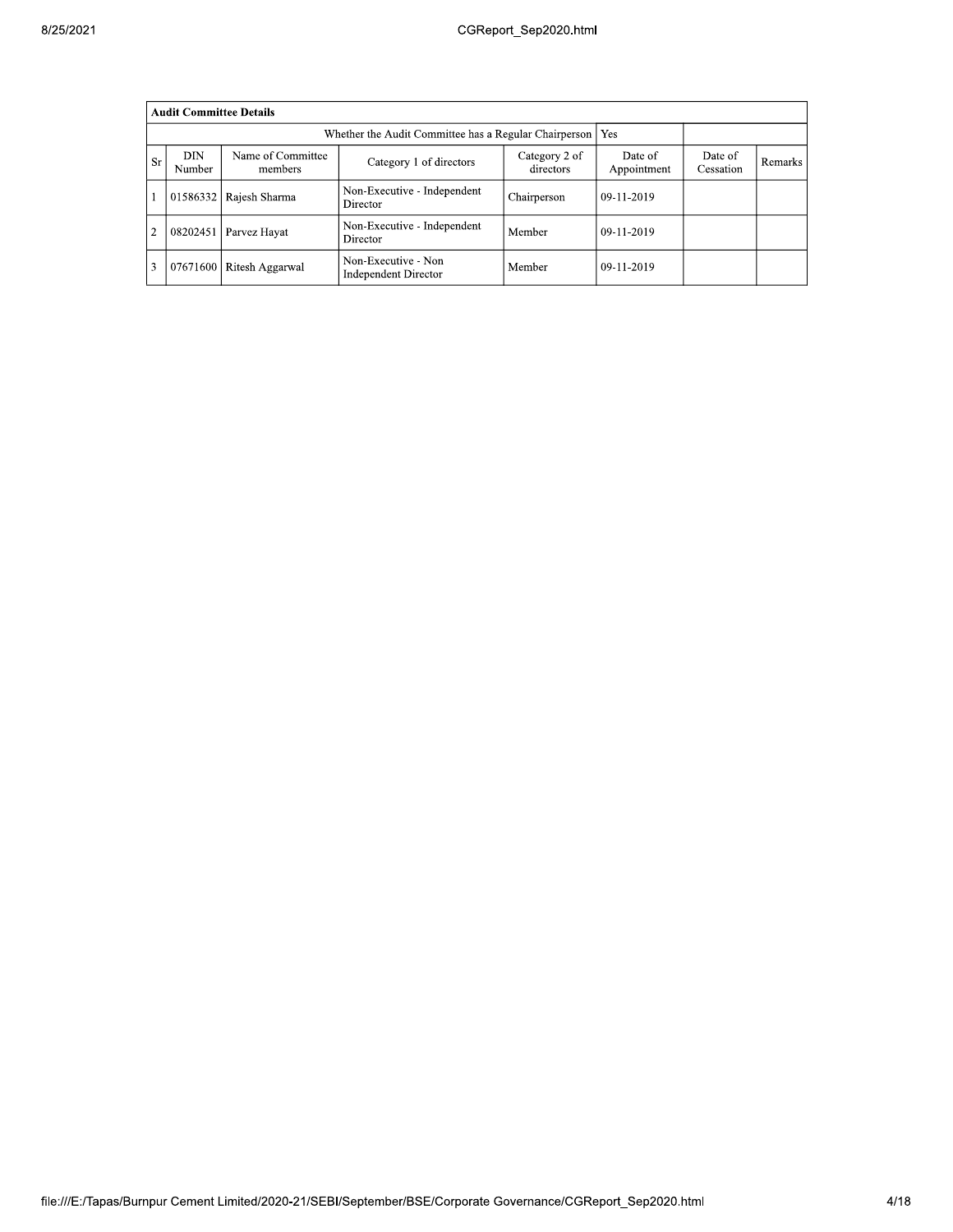| Audit Committee Details | | | | | | | |
|---|---|---|---|---|---|---|---|
| Whether the Audit Committee has a Regular Chairperson | | | | | Yes | | |
| Sr | DIN Number | Name of Committee members | Category 1 of directors | Category 2 of directors | Date of Appointment | Date of Cessation | Remarks |
| 1 | 01586332 | Rajesh Sharma | Non-Executive - Independent Director | Chairperson | 09-11-2019 | | |
| 2 | 08202451 | Parvez Hayat | Non-Executive - Independent Director | Member | 09-11-2019 | | |
| 3 | 07671600 | Ritesh Aggarwal | Non-Executive - Non Independent Director | Member | 09-11-2019 | | |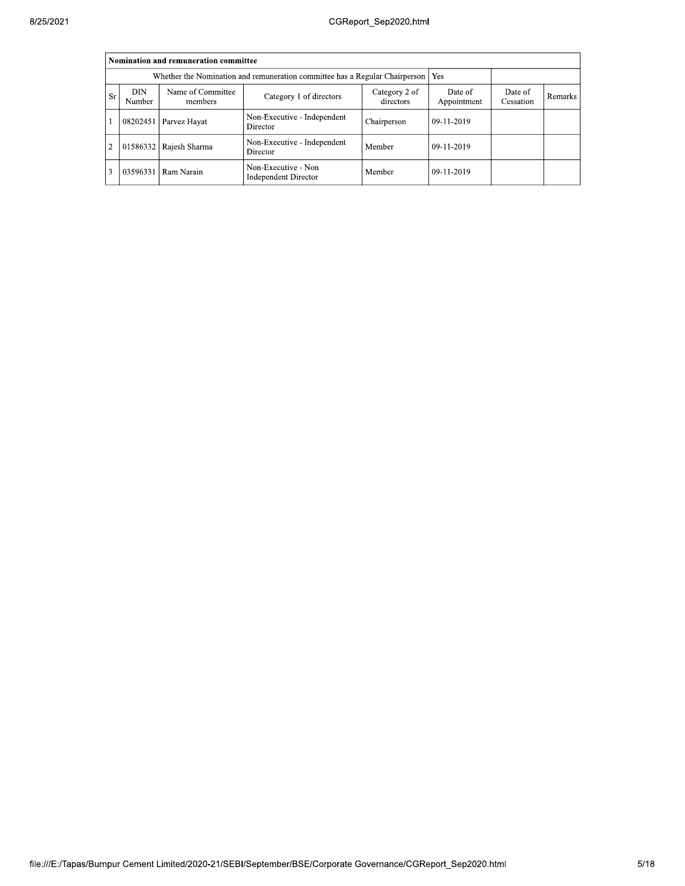| Nomination and remuneration committee | | | | | | | |
|---|---|---|---|---|---|---|---|
| Whether the Nomination and remuneration committee has a Regular Chairperson | | | | | Yes | | |
| Sr | DIN Number | Name of Committee members | Category 1 of directors | Category 2 of directors | Date of Appointment | Date of Cessation | Remarks |
| 1 | 08202451 | Parvez Hayat | Non-Executive - Independent Director | Chairperson | 09-11-2019 | | |
| 2 | 01586332 | Rajesh Sharma | Non-Executive - Independent Director | Member | 09-11-2019 | | |
| 3 | 03596331 | Ram Narain | Non-Executive - Non Independent Director | Member | 09-11-2019 | | |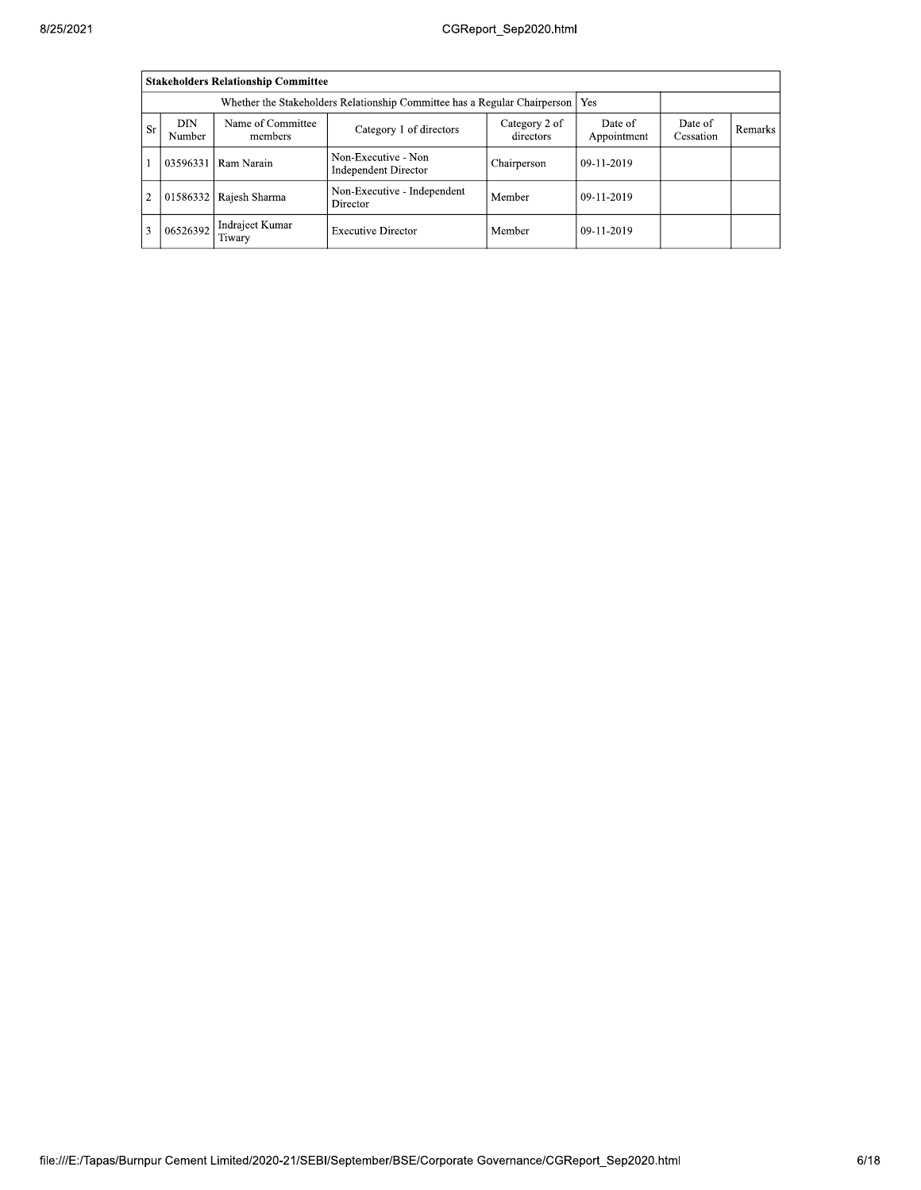| Stakeholders Relationship Committee | | | | | | | |
|---|---|---|---|---|---|---|---|
| Whether the Stakeholders Relationship Committee has a Regular Chairperson | | | | | Yes | | |
| Sr | DIN Number | Name of Committee members | Category 1 of directors | Category 2 of directors | Date of Appointment | Date of Cessation | Remarks |
| 1 | 03596331 | Ram Narain | Non-Executive - Non Independent Director | Chairperson | 09-11-2019 | | |
| 2 | 01586332 | Rajesh Sharma | Non-Executive - Independent Director | Member | 09-11-2019 | | |
| 3 | 06526392 | Indrajeet Kumar Tiwary | Executive Director | Member | 09-11-2019 | | |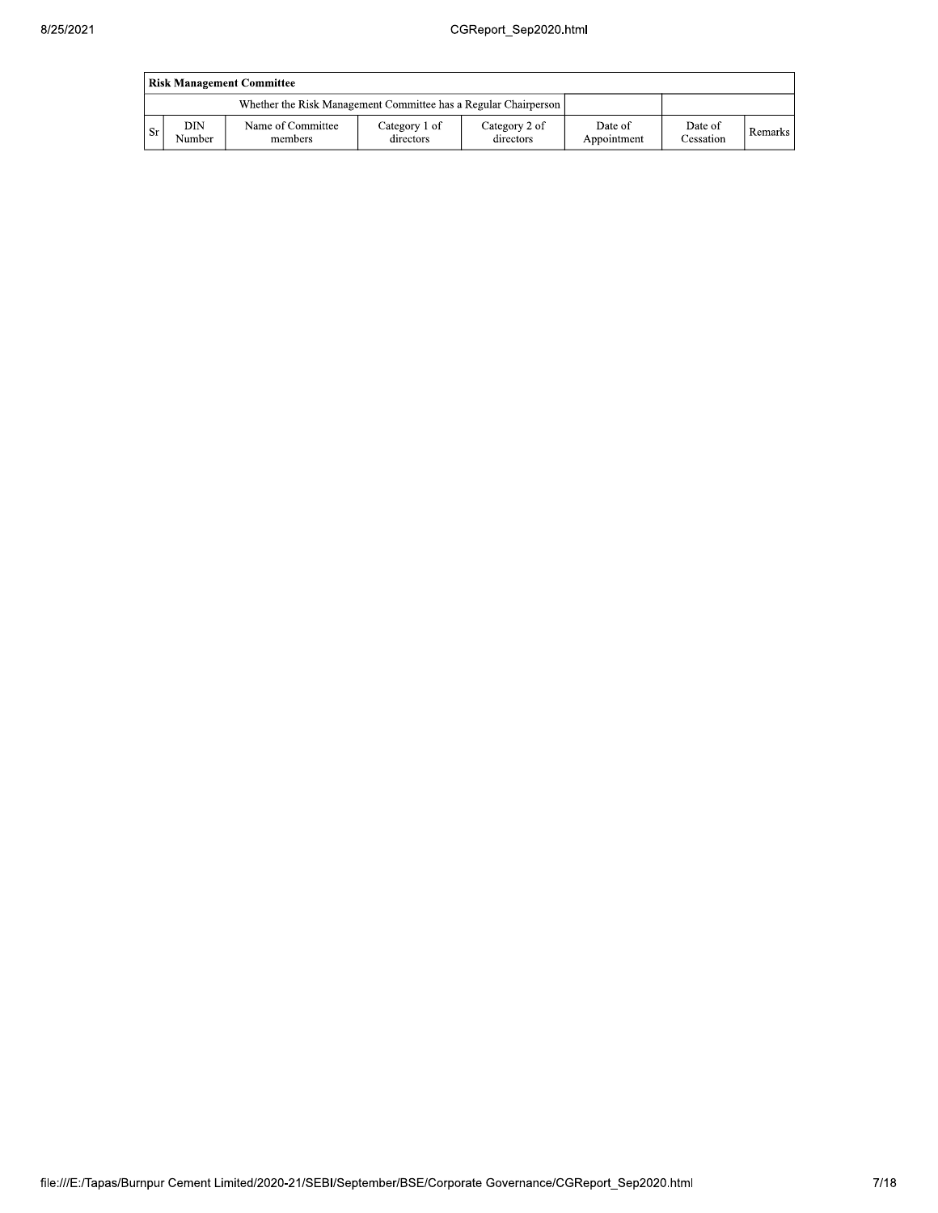| **Risk Management Committee** | | | | | | | |
|---|---|---|---|---|---|---|---|
| Whether the Risk Management Committee has a Regular Chairperson | | | | | | | |
| Sr | DIN Number | Name of Committee members | Category 1 of directors | Category 2 of directors | Date of Appointment | Date of Cessation | Remarks |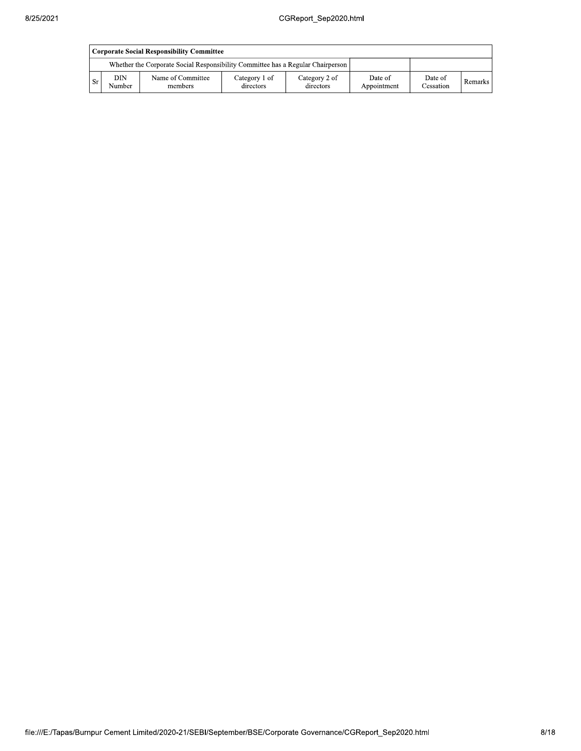| Corporate Social Responsibility Committee | | | | | | | |
|---|---|---|---|---|---|---|---|
| Whether the Corporate Social Responsibility Committee has a Regular Chairperson | | | | | | | |
| Sr | DIN Number | Name of Committee members | Category 1 of directors | Category 2 of directors | Date of Appointment | Date of Cessation | Remarks |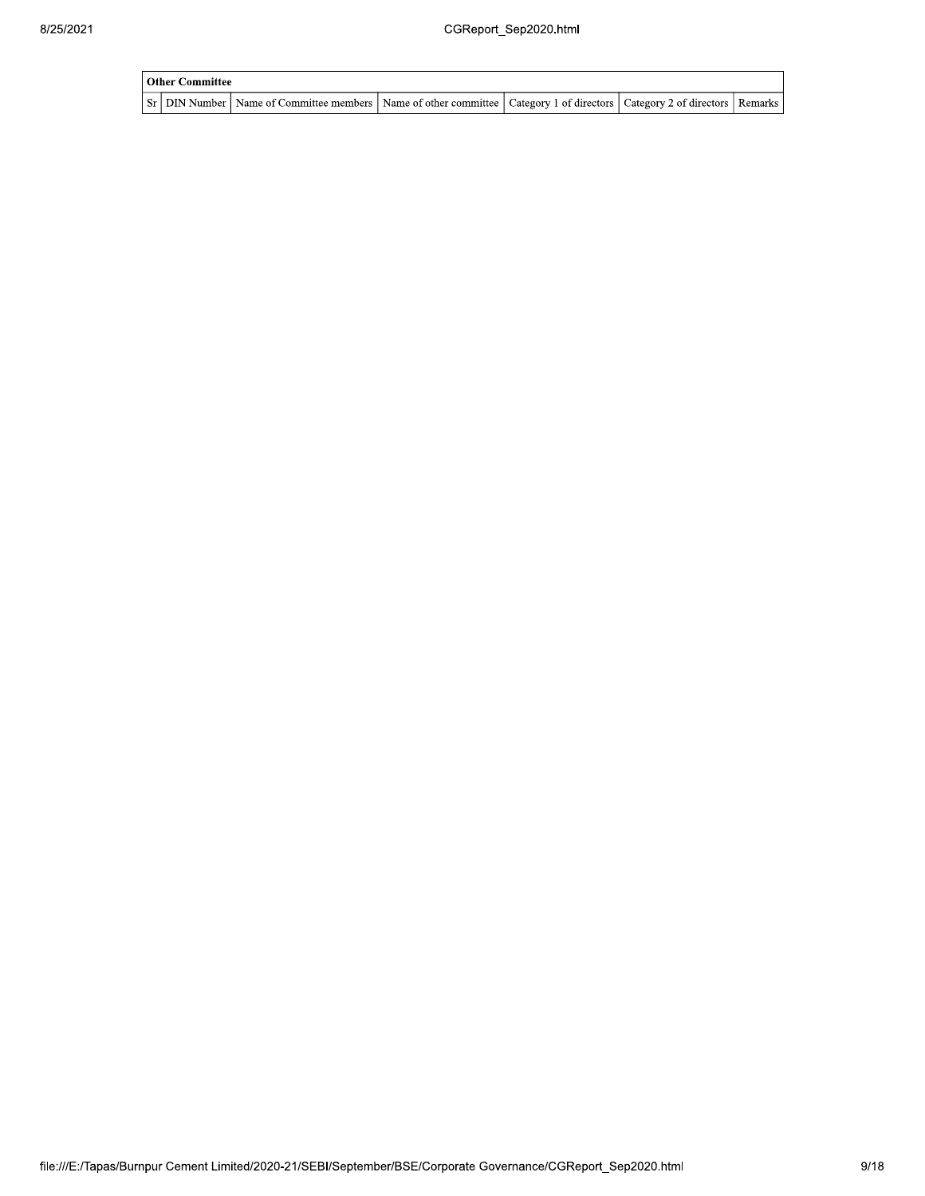| Other Committee | | | | | | |
|---|---|---|---|---|---|---|
| Sr | DIN Number | Name of Committee members | Name of other committee | Category 1 of directors | Category 2 of directors | Remarks |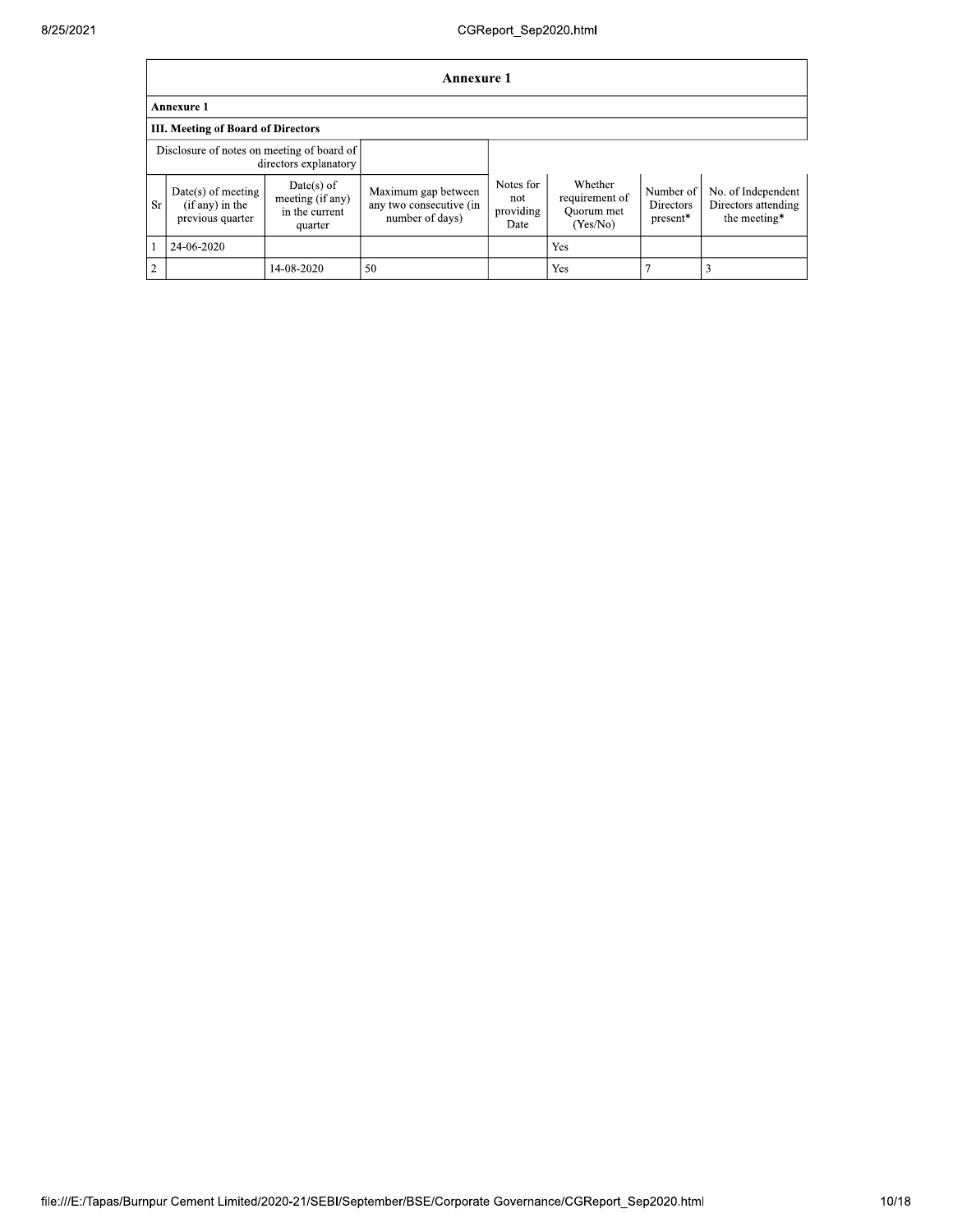## Annexure 1

**Annexure 1**

**III. Meeting of Board of Directors**

| Disclosure of notes on meeting of board of directors explanatory | | | | | | | |
|---|---|---|---|---|---|---|---|
| Sr | Date(s) of meeting (if any) in the previous quarter | Date(s) of meeting (if any) in the current quarter | Maximum gap between any two consecutive (in number of days) | Notes for not providing Date | Whether requirement of Quorum met (Yes/No) | Number of Directors present* | No. of Independent Directors attending the meeting* |
| 1 | 24-06-2020 | | | | Yes | | |
| 2 | | 14-08-2020 | 50 | | Yes | 7 | 3 |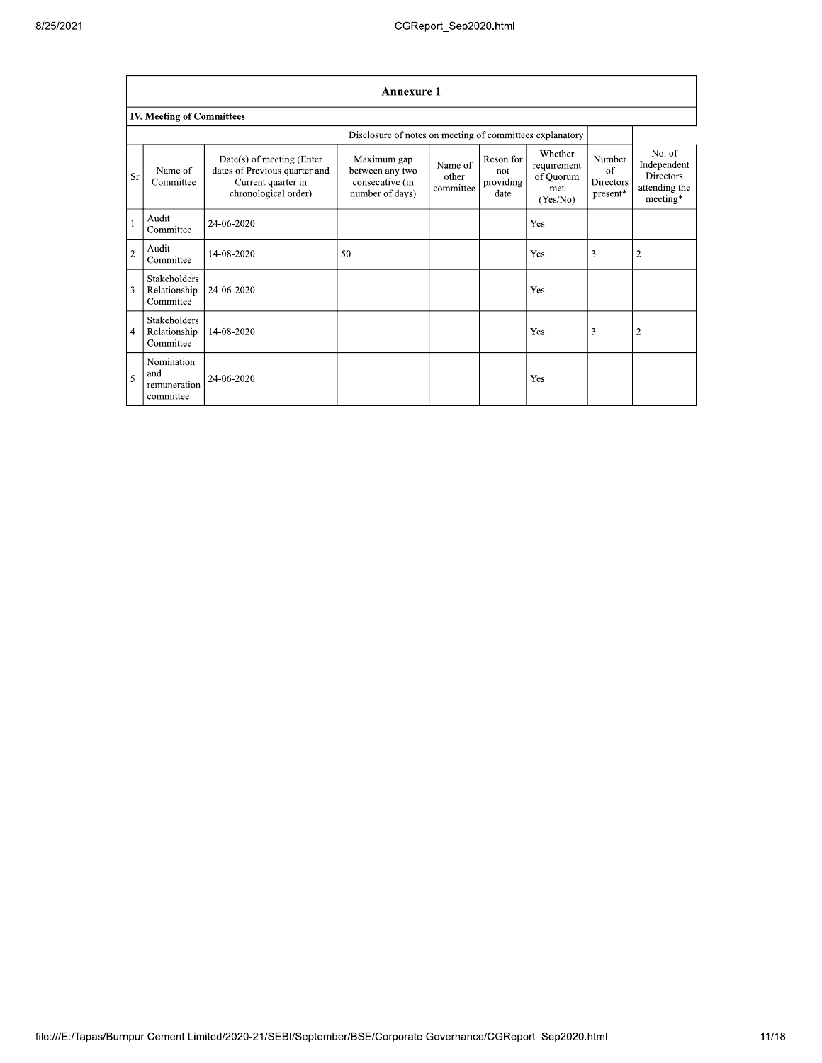## Annexure 1

### IV. Meeting of Committees

Disclosure of notes on meeting of committees explanatory

| Sr | Name of Committee | Date(s) of meeting (Enter dates of Previous quarter and Current quarter in chronological order) | Maximum gap between any two consecutive (in number of days) | Name of other committee | Reson for not providing date | Whether requirement of Quorum met (Yes/No) | Number of Directors present* | No. of Independent Directors attending the meeting* |
|---|---|---|---|---|---|---|---|---|
| 1 | Audit Committee | 24-06-2020 | | | | Yes | | |
| 2 | Audit Committee | 14-08-2020 | 50 | | | Yes | 3 | 2 |
| 3 | Stakeholders Relationship Committee | 24-06-2020 | | | | Yes | | |
| 4 | Stakeholders Relationship Committee | 14-08-2020 | | | | Yes | 3 | 2 |
| 5 | Nomination and remuneration committee | 24-06-2020 | | | | Yes | | |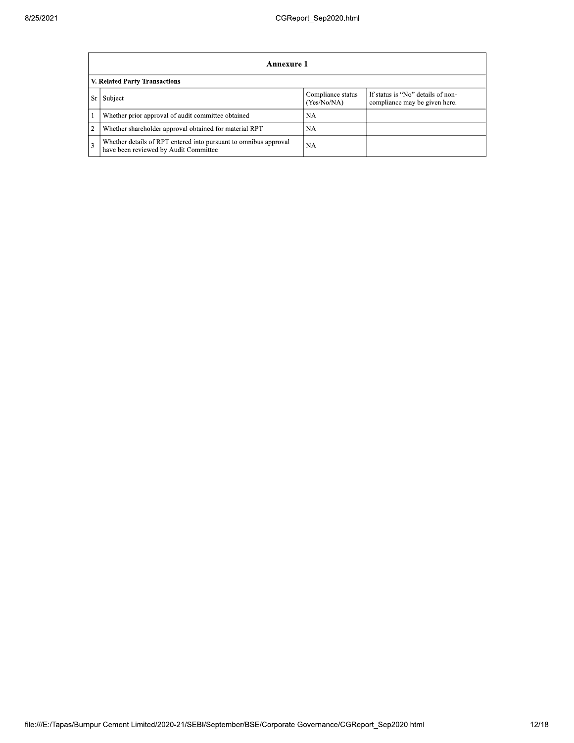## Annexure 1

### V. Related Party Transactions

| Sr | Subject | Compliance status (Yes/No/NA) | If status is "No" details of non-compliance may be given here. |
|---|---|---|---|
| 1 | Whether prior approval of audit committee obtained | NA | |
| 2 | Whether shareholder approval obtained for material RPT | NA | |
| 3 | Whether details of RPT entered into pursuant to omnibus approval have been reviewed by Audit Committee | NA | |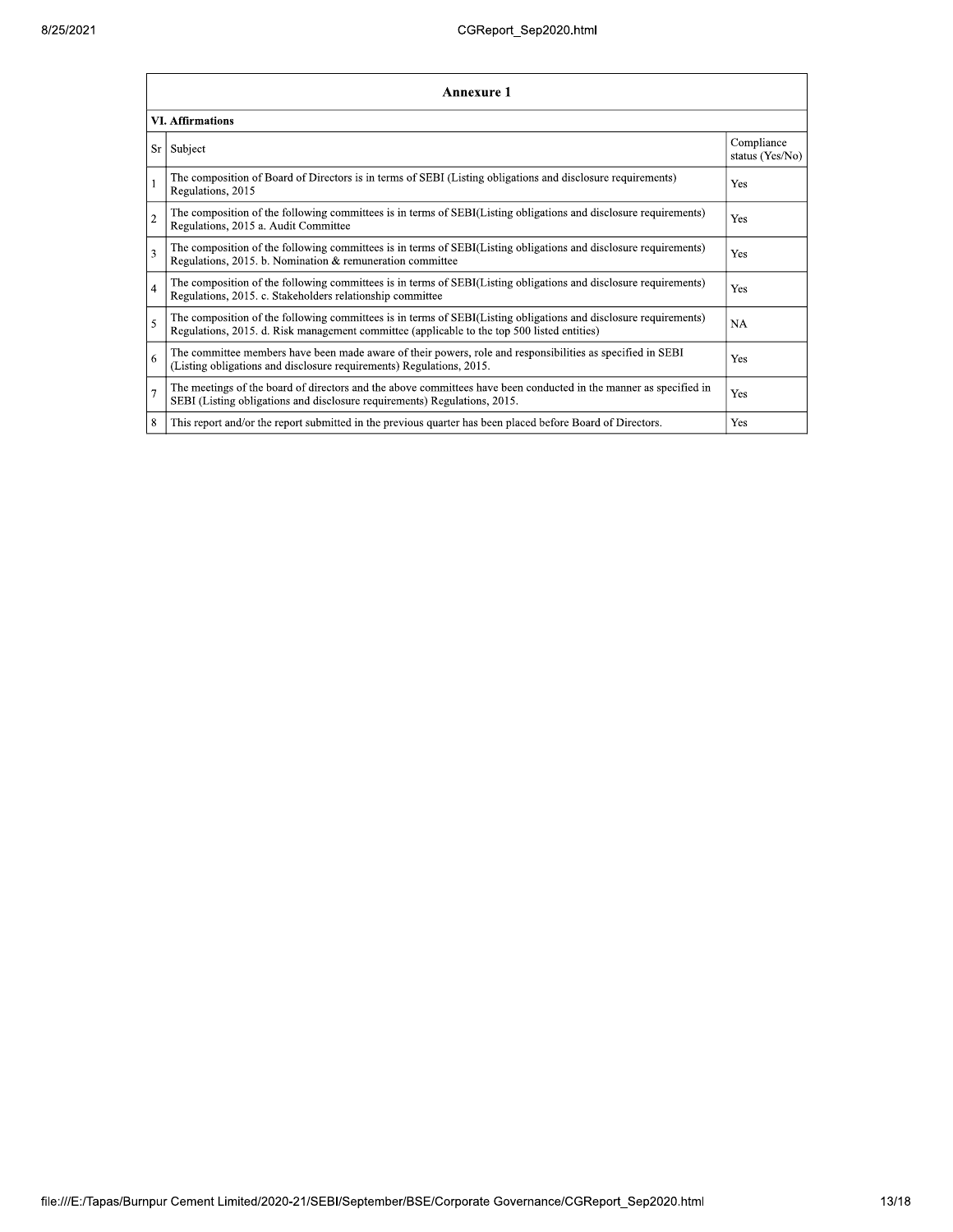## Annexure 1

### VI. Affirmations

| Sr | Subject | Compliance status (Yes/No) |
|---|---|---|
| 1 | The composition of Board of Directors is in terms of SEBI (Listing obligations and disclosure requirements) Regulations, 2015 | Yes |
| 2 | The composition of the following committees is in terms of SEBI(Listing obligations and disclosure requirements) Regulations, 2015 a. Audit Committee | Yes |
| 3 | The composition of the following committees is in terms of SEBI(Listing obligations and disclosure requirements) Regulations, 2015. b. Nomination & remuneration committee | Yes |
| 4 | The composition of the following committees is in terms of SEBI(Listing obligations and disclosure requirements) Regulations, 2015. c. Stakeholders relationship committee | Yes |
| 5 | The composition of the following committees is in terms of SEBI(Listing obligations and disclosure requirements) Regulations, 2015. d. Risk management committee (applicable to the top 500 listed entities) | NA |
| 6 | The committee members have been made aware of their powers, role and responsibilities as specified in SEBI (Listing obligations and disclosure requirements) Regulations, 2015. | Yes |
| 7 | The meetings of the board of directors and the above committees have been conducted in the manner as specified in SEBI (Listing obligations and disclosure requirements) Regulations, 2015. | Yes |
| 8 | This report and/or the report submitted in the previous quarter has been placed before Board of Directors. | Yes |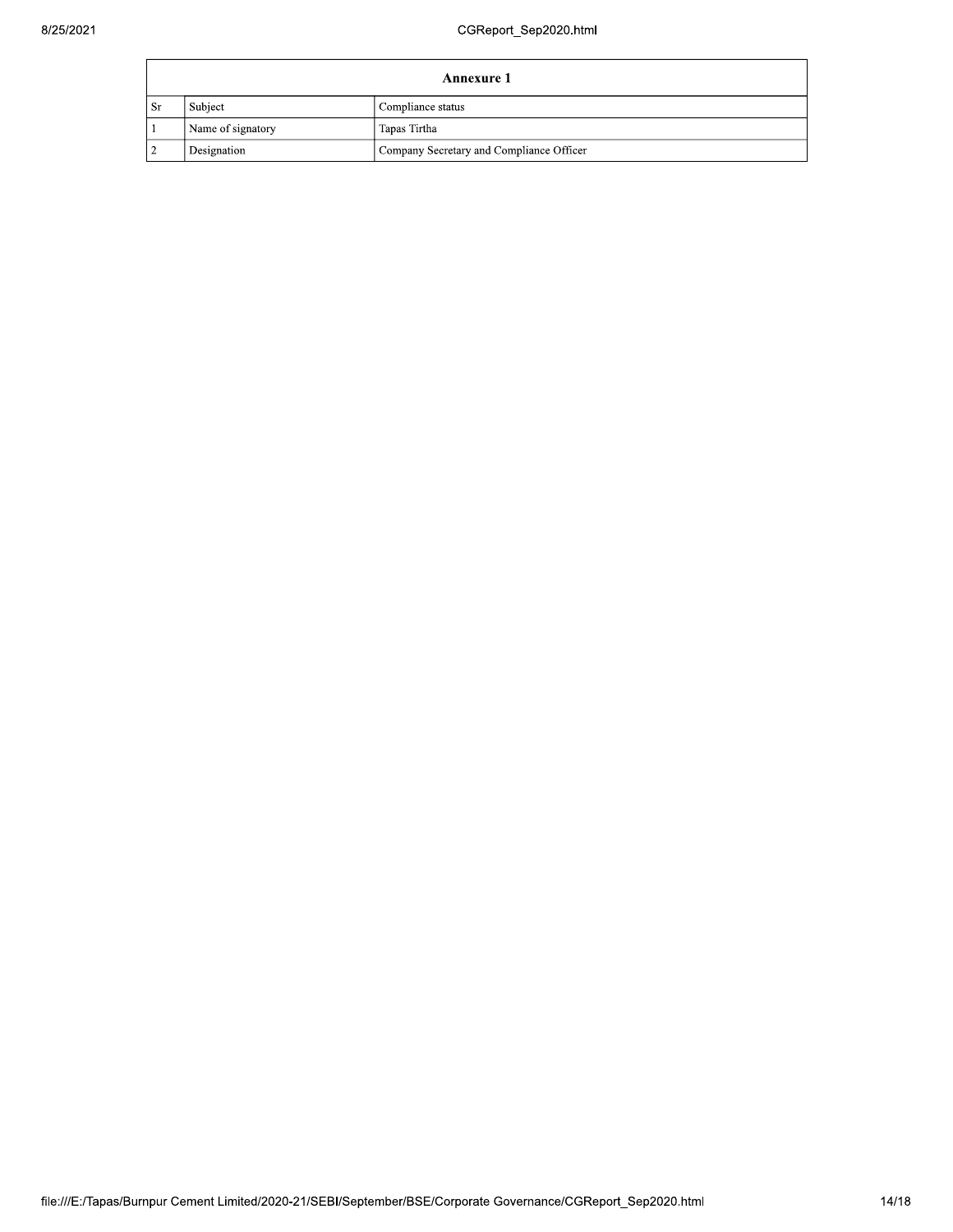| Annexure 1 | | |
|---|---|---|
| Sr | Subject | Compliance status |
| 1 | Name of signatory | Tapas Tirtha |
| 2 | Designation | Company Secretary and Compliance Officer |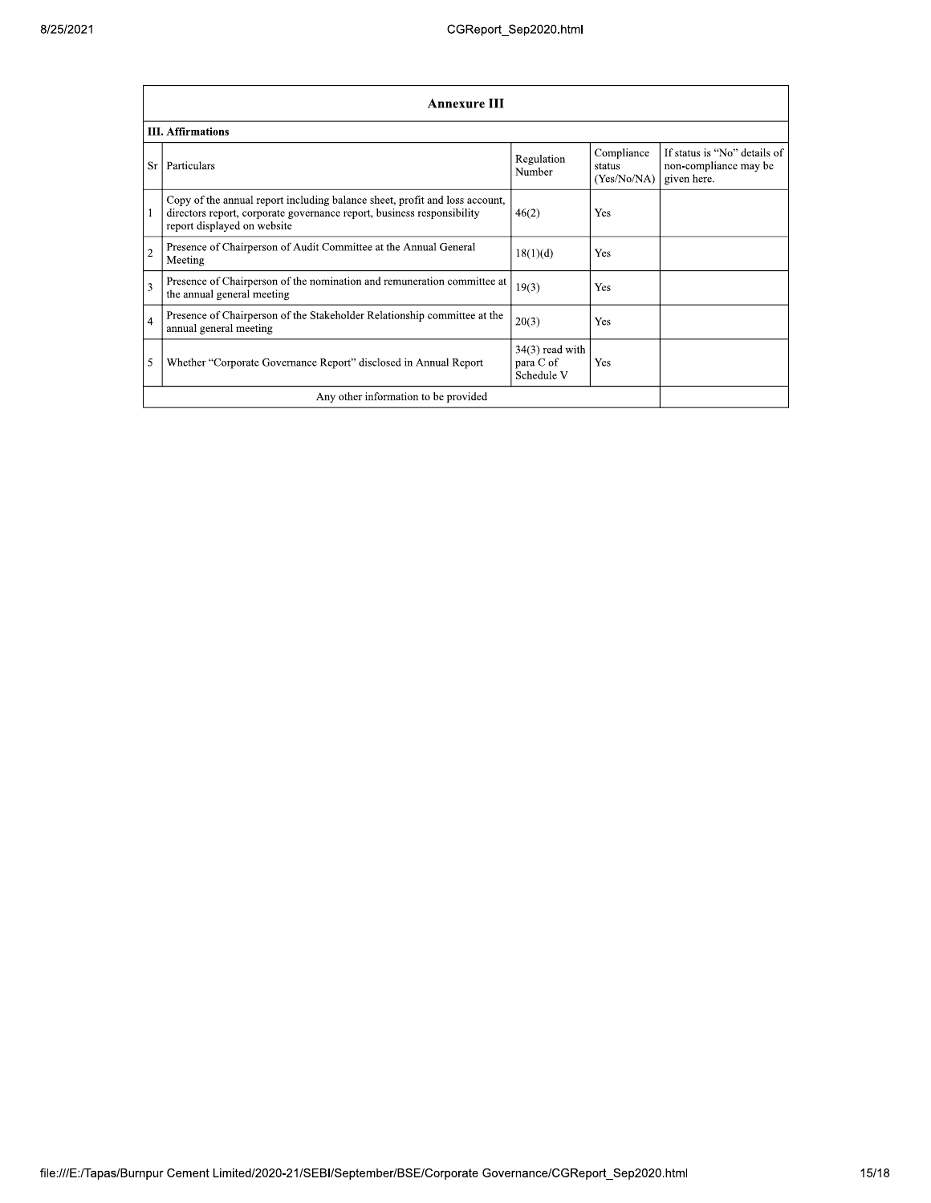## Annexure III

### III. Affirmations

| Sr | Particulars | Regulation Number | Compliance status (Yes/No/NA) | If status is "No" details of non-compliance may be given here. |
|---|---|---|---|---|
| 1 | Copy of the annual report including balance sheet, profit and loss account, directors report, corporate governance report, business responsibility report displayed on website | 46(2) | Yes | |
| 2 | Presence of Chairperson of Audit Committee at the Annual General Meeting | 18(1)(d) | Yes | |
| 3 | Presence of Chairperson of the nomination and remuneration committee at the annual general meeting | 19(3) | Yes | |
| 4 | Presence of Chairperson of the Stakeholder Relationship committee at the annual general meeting | 20(3) | Yes | |
| 5 | Whether "Corporate Governance Report" disclosed in Annual Report | 34(3) read with para C of Schedule V | Yes | |
| | Any other information to be provided | | | |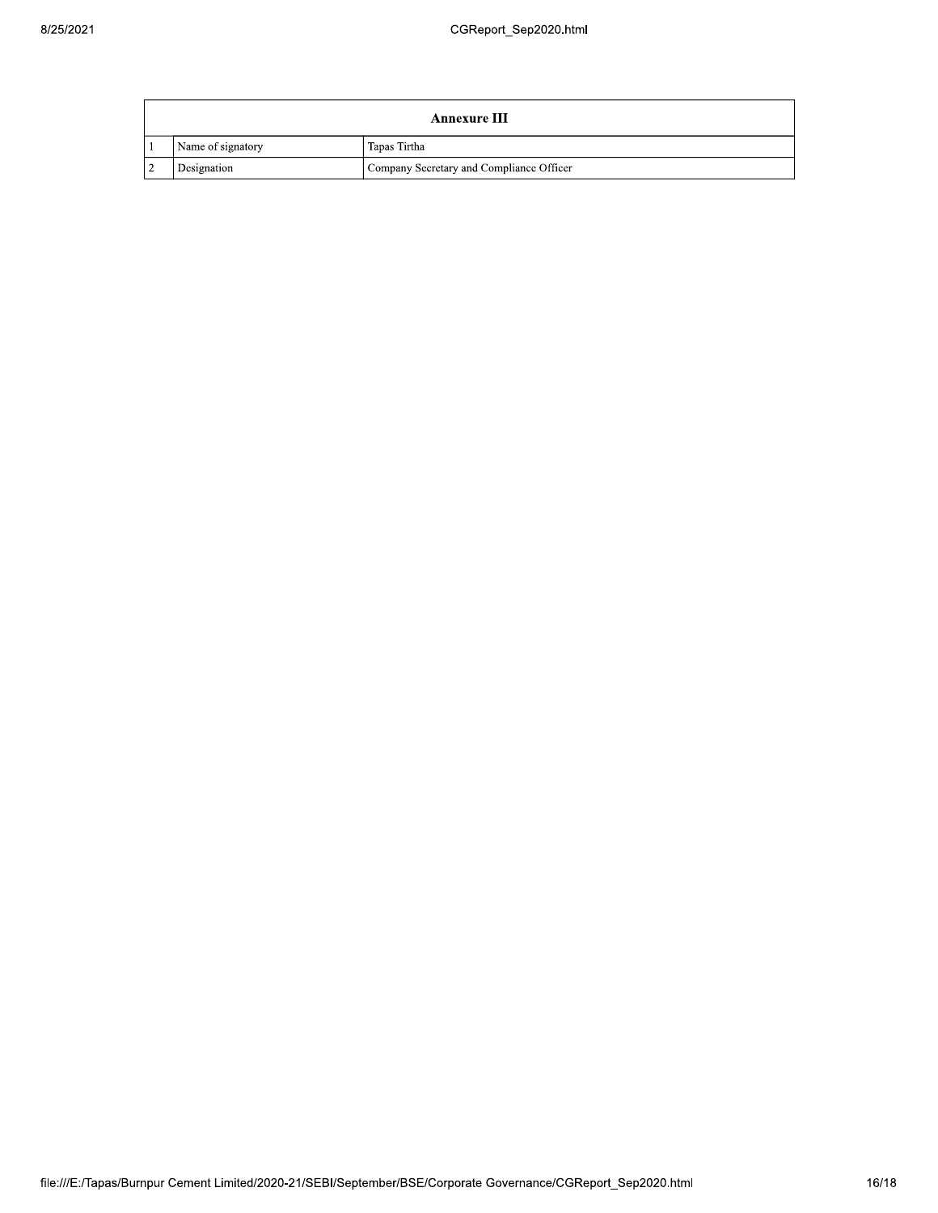| Annexure III | | |
|---|---|---|
| 1 | Name of signatory | Tapas Tirtha |
| 2 | Designation | Company Secretary and Compliance Officer |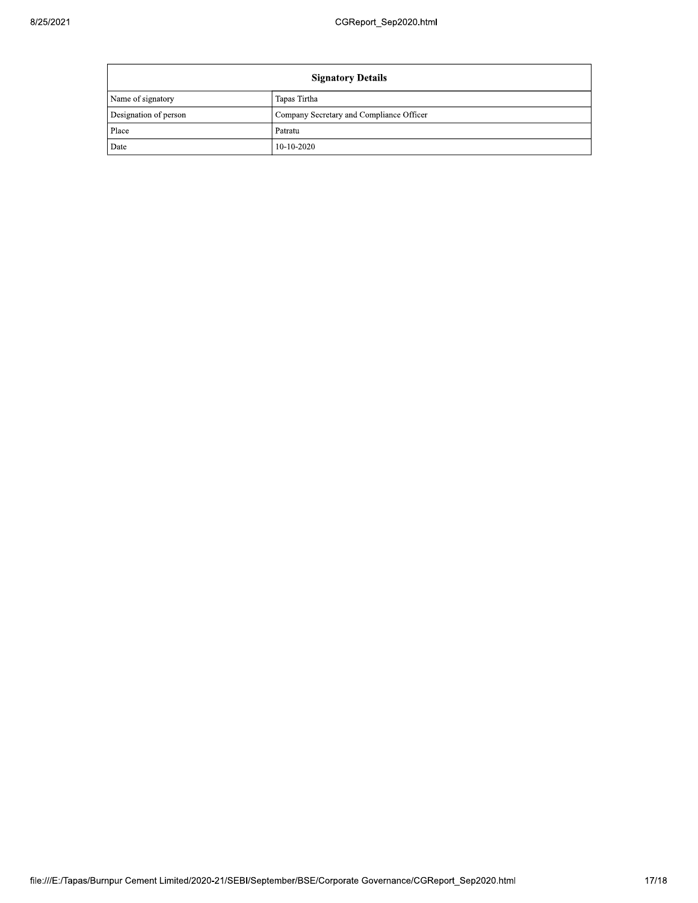| Signatory Details | |
|---|---|
| Name of signatory | Tapas Tirtha |
| Designation of person | Company Secretary and Compliance Officer |
| Place | Patratu |
| Date | 10-10-2020 |